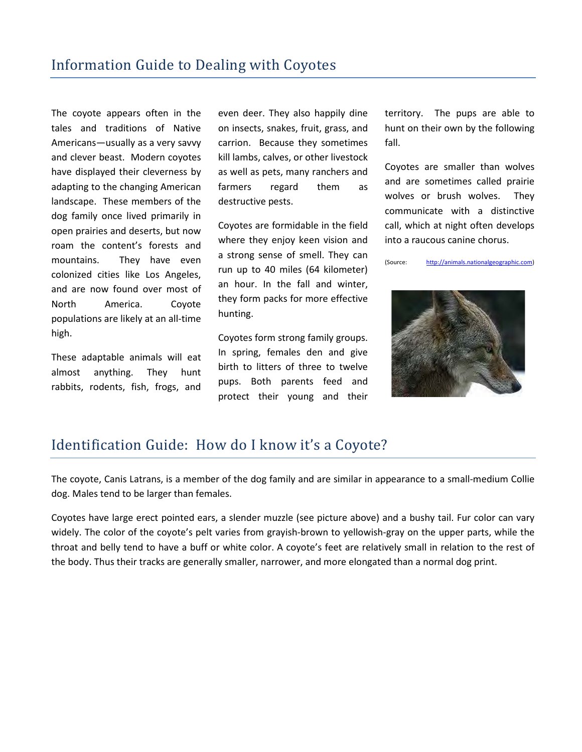## Information Guide to Dealing with Coyotes

The coyote appears often in the tales and traditions of Native Americans—usually as a very savvy and clever beast. Modern coyotes have displayed their cleverness by adapting to the changing American landscape. These members of the dog family once lived primarily in open prairies and deserts, but now roam the content's forests and mountains. They have even colonized cities like Los Angeles, and are now found over most of North America. Coyote populations are likely at an all-time high.

These adaptable animals will eat almost anything. They hunt rabbits, rodents, fish, frogs, and even deer. They also happily dine on insects, snakes, fruit, grass, and carrion. Because they sometimes kill lambs, calves, or other livestock as well as pets, many ranchers and farmers regard them as destructive pests.

Coyotes are formidable in the field where they enjoy keen vision and a strong sense of smell. They can run up to 40 miles (64 kilometer) an hour. In the fall and winter, they form packs for more effective hunting.

Coyotes form strong family groups. In spring, females den and give birth to litters of three to twelve pups. Both parents feed and protect their young and their territory. The pups are able to hunt on their own by the following fall.

Coyotes are smaller than wolves and are sometimes called prairie wolves or brush wolves. They communicate with a distinctive call, which at night often develops into a raucous canine chorus.

(Source: http://animals.nationalgeographic.com)

## Identification Guide: How do I know it's a Coyote?

The coyote, Canis Latrans, is a member of the dog family and are similar in appearance to a small-medium Collie dog. Males tend to be larger than females.

Coyotes have large erect pointed ears, a slender muzzle (see picture above) and a bushy tail. Fur color can vary widely. The color of the coyote's pelt varies from grayish-brown to yellowish-gray on the upper parts, while the throat and belly tend to have a buff or white color. A coyote's feet are relatively small in relation to the rest of the body. Thus their tracks are generally smaller, narrower, and more elongated than a normal dog print.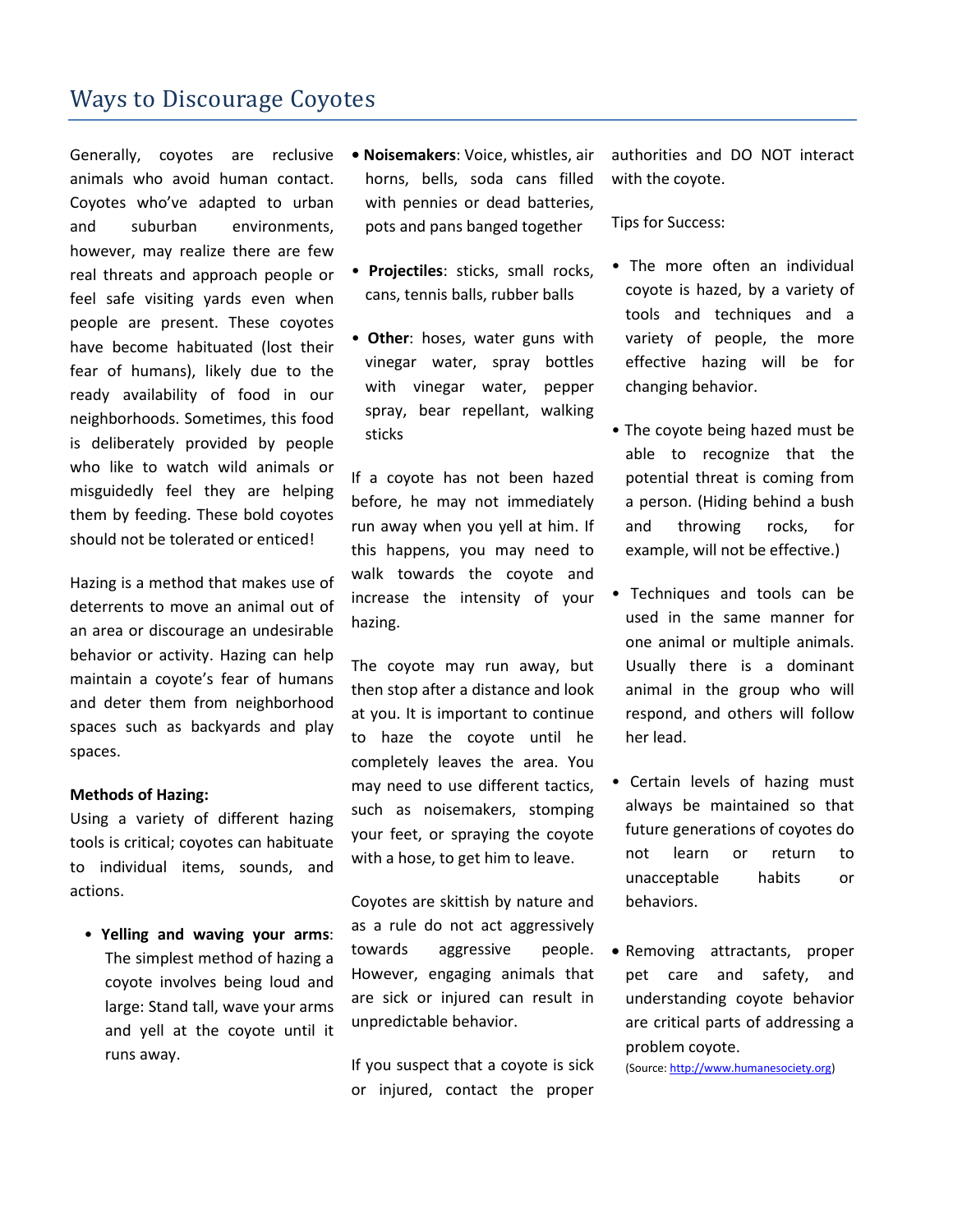## Ways to Discourage Coyotes

Generally, coyotes are reclusive animals who avoid human contact. Coyotes who've adapted to urban and suburban environments, however, may realize there are few real threats and approach people or feel safe visiting yards even when people are present. These coyotes have become habituated (lost their fear of humans), likely due to the ready availability of food in our neighborhoods. Sometimes, this food is deliberately provided by people who like to watch wild animals or misguidedly feel they are helping them by feeding. These bold coyotes should not be tolerated or enticed!

Hazing is a method that makes use of deterrents to move an animal out of an area or discourage an undesirable behavior or activity. Hazing can help maintain a coyote's fear of humans and deter them from neighborhood spaces such as backyards and play spaces.

**Methods of Hazing:**
Using a variety of different hazing tools is critical; coyotes can habituate to individual items, sounds, and actions.

- **Yelling and waving your arms**: The simplest method of hazing a coyote involves being loud and large: Stand tall, wave your arms and yell at the coyote until it runs away.
- **Noisemakers**: Voice, whistles, air horns, bells, soda cans filled with pennies or dead batteries, pots and pans banged together
- **Projectiles**: sticks, small rocks, cans, tennis balls, rubber balls
- **Other**: hoses, water guns with vinegar water, spray bottles with vinegar water, pepper spray, bear repellant, walking sticks

If a coyote has not been hazed before, he may not immediately run away when you yell at him. If this happens, you may need to walk towards the coyote and increase the intensity of your hazing.

The coyote may run away, but then stop after a distance and look at you. It is important to continue to haze the coyote until he completely leaves the area. You may need to use different tactics, such as noisemakers, stomping your feet, or spraying the coyote with a hose, to get him to leave.

Coyotes are skittish by nature and as a rule do not act aggressively towards aggressive people. However, engaging animals that are sick or injured can result in unpredictable behavior.

If you suspect that a coyote is sick or injured, contact the proper authorities and DO NOT interact with the coyote.

Tips for Success:

- The more often an individual coyote is hazed, by a variety of tools and techniques and a variety of people, the more effective hazing will be for changing behavior.
- The coyote being hazed must be able to recognize that the potential threat is coming from a person. (Hiding behind a bush and throwing rocks, for example, will not be effective.)
- Techniques and tools can be used in the same manner for one animal or multiple animals. Usually there is a dominant animal in the group who will respond, and others will follow her lead.
- Certain levels of hazing must always be maintained so that future generations of coyotes do not learn or return to unacceptable habits or behaviors.
- Removing attractants, proper pet care and safety, and understanding coyote behavior are critical parts of addressing a problem coyote.

(Source: http://www.humanesociety.org)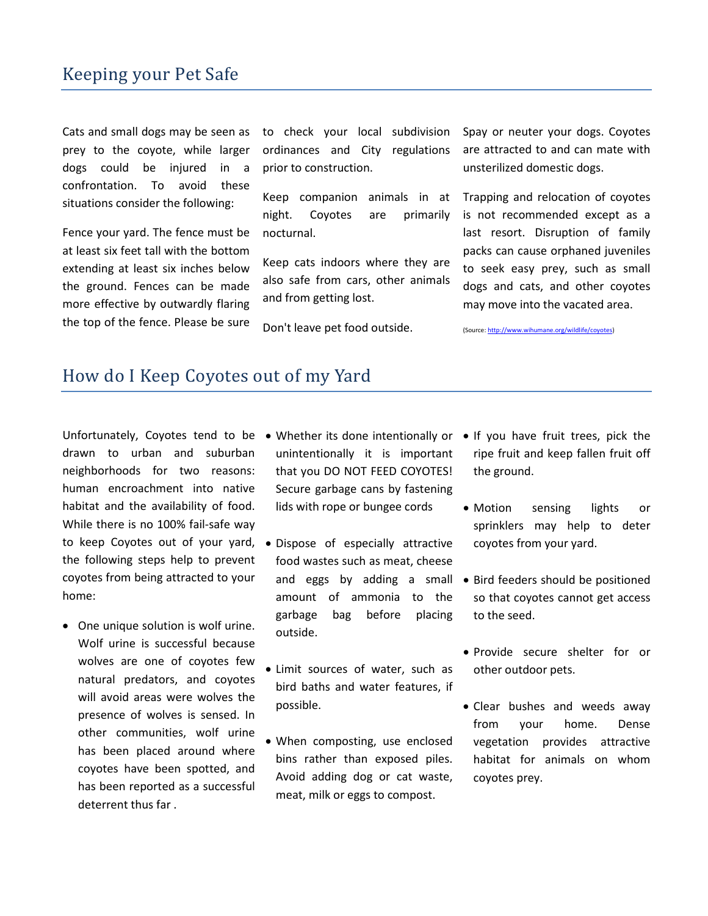## Keeping your Pet Safe

Cats and small dogs may be seen as prey to the coyote, while larger dogs could be injured in a confrontation. To avoid these situations consider the following:

Fence your yard. The fence must be at least six feet tall with the bottom extending at least six inches below the ground. Fences can be made more effective by outwardly flaring the top of the fence. Please be sure to check your local subdivision ordinances and City regulations prior to construction.

Keep companion animals in at night. Coyotes are primarily nocturnal.

Keep cats indoors where they are also safe from cars, other animals and from getting lost.

Don't leave pet food outside.

Spay or neuter your dogs. Coyotes are attracted to and can mate with unsterilized domestic dogs.

Trapping and relocation of coyotes is not recommended except as a last resort. Disruption of family packs can cause orphaned juveniles to seek easy prey, such as small dogs and cats, and other coyotes may move into the vacated area.

(Source: http://www.wihumane.org/wildlife/coyotes)

## How do I Keep Coyotes out of my Yard

Unfortunately, Coyotes tend to be drawn to urban and suburban neighborhoods for two reasons: human encroachment into native habitat and the availability of food. While there is no 100% fail-safe way to keep Coyotes out of your yard, the following steps help to prevent coyotes from being attracted to your home:

- One unique solution is wolf urine. Wolf urine is successful because wolves are one of coyotes few natural predators, and coyotes will avoid areas were wolves the presence of wolves is sensed. In other communities, wolf urine has been placed around where coyotes have been spotted, and has been reported as a successful deterrent thus far .
- Whether its done intentionally or unintentionally it is important that you DO NOT FEED COYOTES! Secure garbage cans by fastening lids with rope or bungee cords
- Dispose of especially attractive food wastes such as meat, cheese and eggs by adding a small amount of ammonia to the garbage bag before placing outside.
- Limit sources of water, such as bird baths and water features, if possible.
- When composting, use enclosed bins rather than exposed piles. Avoid adding dog or cat waste, meat, milk or eggs to compost.
- If you have fruit trees, pick the ripe fruit and keep fallen fruit off the ground.
- Motion sensing lights or sprinklers may help to deter coyotes from your yard.
- Bird feeders should be positioned so that coyotes cannot get access to the seed.
- Provide secure shelter for or other outdoor pets.
- Clear bushes and weeds away from your home. Dense vegetation provides attractive habitat for animals on whom coyotes prey.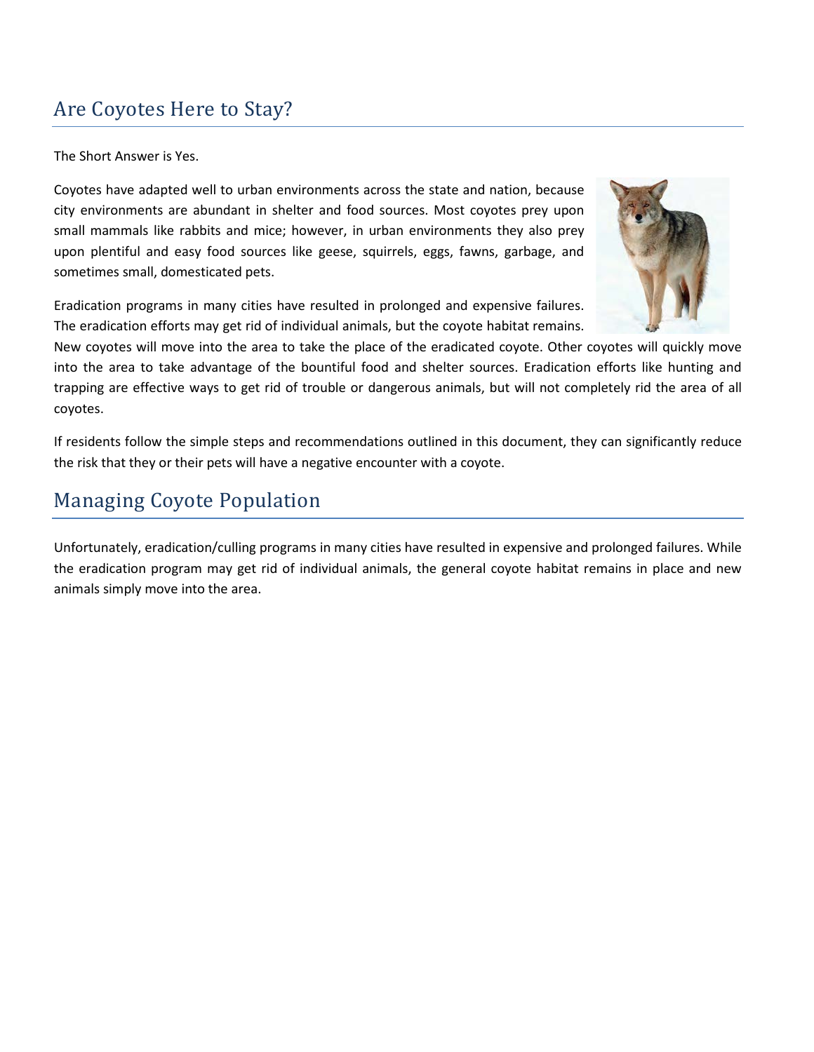## Are Coyotes Here to Stay?

The Short Answer is Yes.

Coyotes have adapted well to urban environments across the state and nation, because city environments are abundant in shelter and food sources. Most coyotes prey upon small mammals like rabbits and mice; however, in urban environments they also prey upon plentiful and easy food sources like geese, squirrels, eggs, fawns, garbage, and sometimes small, domesticated pets.

Eradication programs in many cities have resulted in prolonged and expensive failures. The eradication efforts may get rid of individual animals, but the coyote habitat remains. New coyotes will move into the area to take the place of the eradicated coyote. Other coyotes will quickly move into the area to take advantage of the bountiful food and shelter sources. Eradication efforts like hunting and trapping are effective ways to get rid of trouble or dangerous animals, but will not completely rid the area of all coyotes.

If residents follow the simple steps and recommendations outlined in this document, they can significantly reduce the risk that they or their pets will have a negative encounter with a coyote.

## Managing Coyote Population

Unfortunately, eradication/culling programs in many cities have resulted in expensive and prolonged failures. While the eradication program may get rid of individual animals, the general coyote habitat remains in place and new animals simply move into the area.